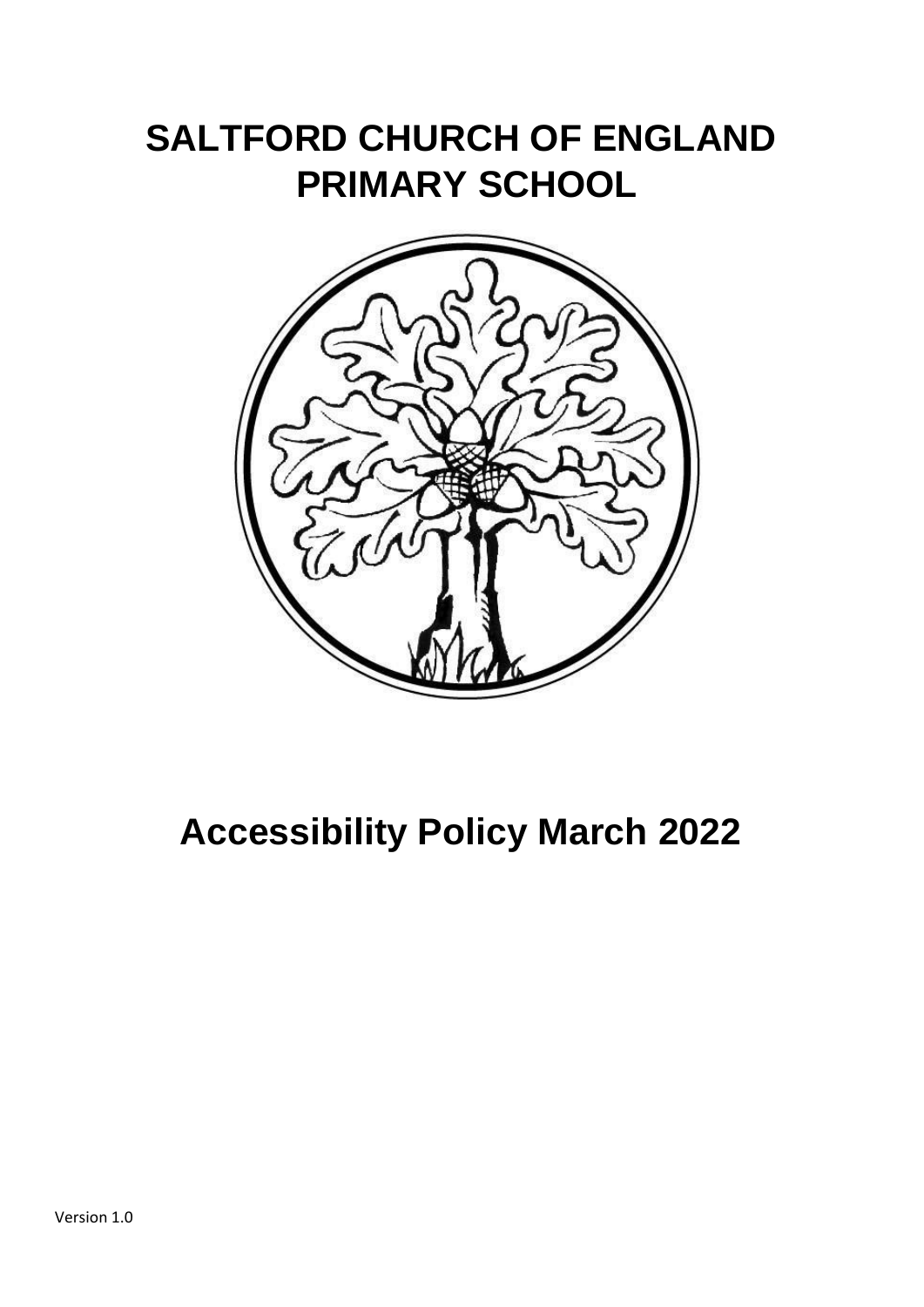# SALTFORD CHURCH OF ENGLAND PRIMARY SCHOOL

# Accessibility Policy March 2022

Version 1.0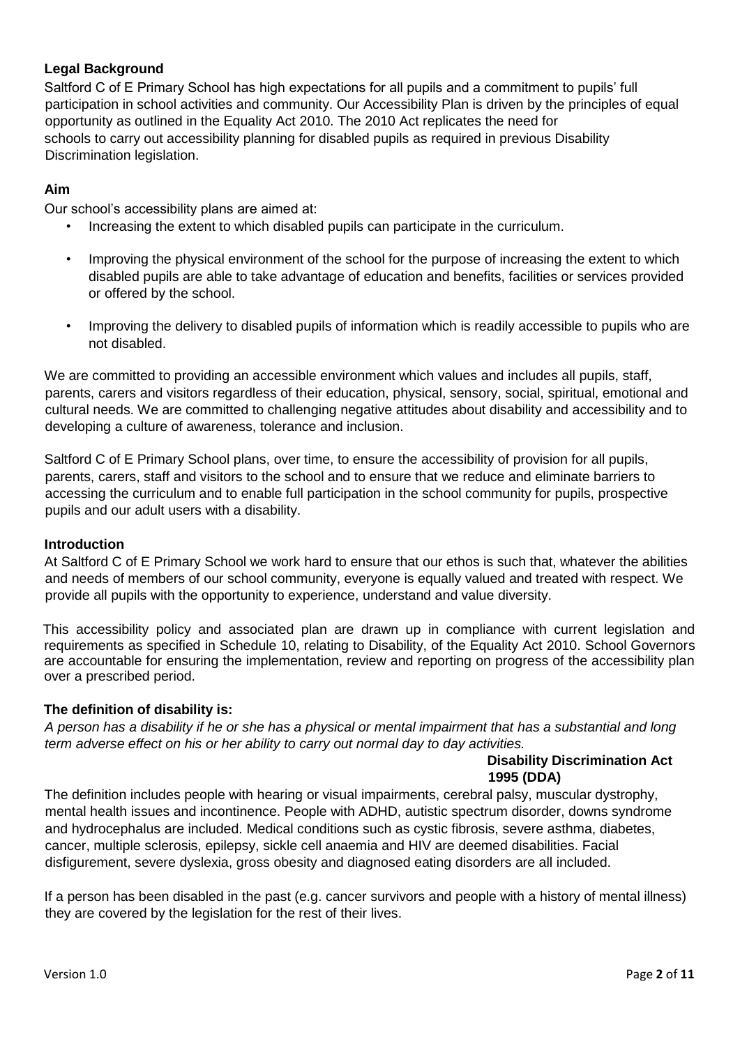**Legal Background**

Saltford C of E Primary School has high expectations for all pupils and a commitment to pupils' full participation in school activities and community. Our Accessibility Plan is driven by the principles of equal opportunity as outlined in the Equality Act 2010. The 2010 Act replicates the need for schools to carry out accessibility planning for disabled pupils as required in previous Disability Discrimination legislation.

**Aim**

Our school's accessibility plans are aimed at:

- Increasing the extent to which disabled pupils can participate in the curriculum.
- Improving the physical environment of the school for the purpose of increasing the extent to which disabled pupils are able to take advantage of education and benefits, facilities or services provided or offered by the school.
- Improving the delivery to disabled pupils of information which is readily accessible to pupils who are not disabled.

We are committed to providing an accessible environment which values and includes all pupils, staff, parents, carers and visitors regardless of their education, physical, sensory, social, spiritual, emotional and cultural needs. We are committed to challenging negative attitudes about disability and accessibility and to developing a culture of awareness, tolerance and inclusion.

Saltford C of E Primary School plans, over time, to ensure the accessibility of provision for all pupils, parents, carers, staff and visitors to the school and to ensure that we reduce and eliminate barriers to accessing the curriculum and to enable full participation in the school community for pupils, prospective pupils and our adult users with a disability.

**Introduction**

At Saltford C of E Primary School we work hard to ensure that our ethos is such that, whatever the abilities and needs of members of our school community, everyone is equally valued and treated with respect. We provide all pupils with the opportunity to experience, understand and value diversity.

This accessibility policy and associated plan are drawn up in compliance with current legislation and requirements as specified in Schedule 10, relating to Disability, of the Equality Act 2010. School Governors are accountable for ensuring the implementation, review and reporting on progress of the accessibility plan over a prescribed period.

**The definition of disability is:**

*A person has a disability if he or she has a physical or mental impairment that has a substantial and long term adverse effect on his or her ability to carry out normal day to day activities.*

**Disability Discrimination Act 1995 (DDA)**

The definition includes people with hearing or visual impairments, cerebral palsy, muscular dystrophy, mental health issues and incontinence. People with ADHD, autistic spectrum disorder, downs syndrome and hydrocephalus are included. Medical conditions such as cystic fibrosis, severe asthma, diabetes, cancer, multiple sclerosis, epilepsy, sickle cell anaemia and HIV are deemed disabilities. Facial disfigurement, severe dyslexia, gross obesity and diagnosed eating disorders are all included.

If a person has been disabled in the past (e.g. cancer survivors and people with a history of mental illness) they are covered by the legislation for the rest of their lives.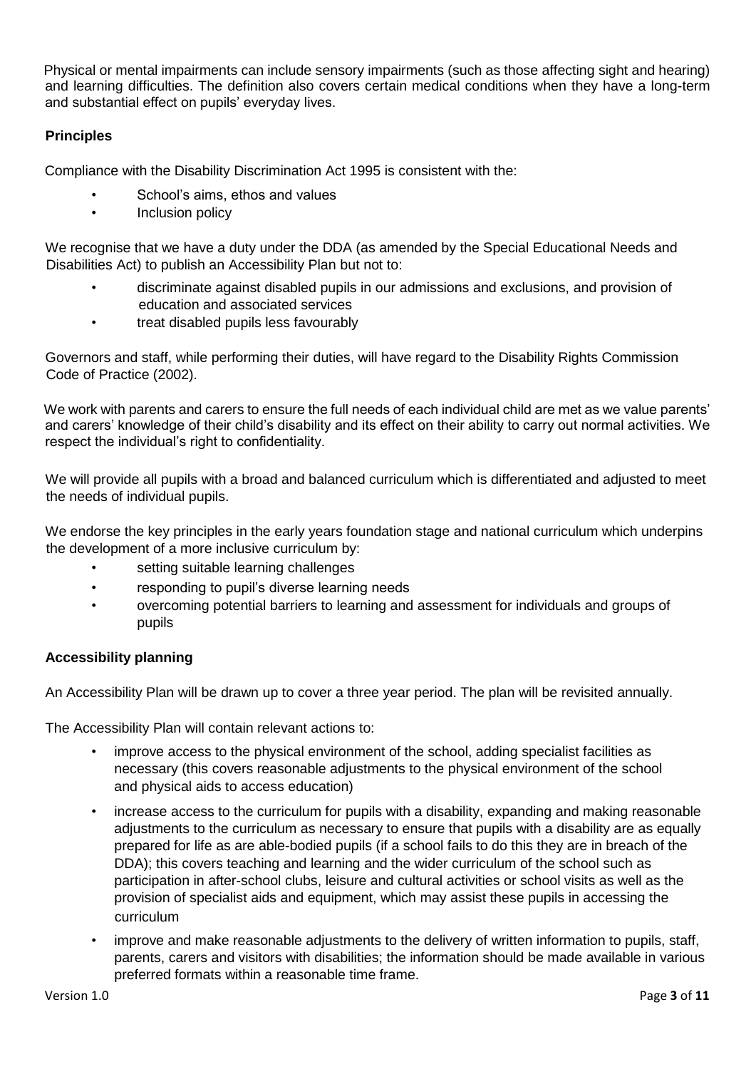Physical or mental impairments can include sensory impairments (such as those affecting sight and hearing) and learning difficulties. The definition also covers certain medical conditions when they have a long-term and substantial effect on pupils' everyday lives.

### Principles

Compliance with the Disability Discrimination Act 1995 is consistent with the:

- School's aims, ethos and values
- Inclusion policy

We recognise that we have a duty under the DDA (as amended by the Special Educational Needs and Disabilities Act) to publish an Accessibility Plan but not to:

- discriminate against disabled pupils in our admissions and exclusions, and provision of education and associated services
- treat disabled pupils less favourably

Governors and staff, while performing their duties, will have regard to the Disability Rights Commission Code of Practice (2002).

We work with parents and carers to ensure the full needs of each individual child are met as we value parents' and carers' knowledge of their child's disability and its effect on their ability to carry out normal activities. We respect the individual's right to confidentiality.

We will provide all pupils with a broad and balanced curriculum which is differentiated and adjusted to meet the needs of individual pupils.

We endorse the key principles in the early years foundation stage and national curriculum which underpins the development of a more inclusive curriculum by:

- setting suitable learning challenges
- responding to pupil's diverse learning needs
- overcoming potential barriers to learning and assessment for individuals and groups of pupils

### Accessibility planning

An Accessibility Plan will be drawn up to cover a three year period. The plan will be revisited annually.

The Accessibility Plan will contain relevant actions to:

- improve access to the physical environment of the school, adding specialist facilities as necessary (this covers reasonable adjustments to the physical environment of the school and physical aids to access education)
- increase access to the curriculum for pupils with a disability, expanding and making reasonable adjustments to the curriculum as necessary to ensure that pupils with a disability are as equally prepared for life as are able-bodied pupils (if a school fails to do this they are in breach of the DDA); this covers teaching and learning and the wider curriculum of the school such as participation in after-school clubs, leisure and cultural activities or school visits as well as the provision of specialist aids and equipment, which may assist these pupils in accessing the curriculum
- improve and make reasonable adjustments to the delivery of written information to pupils, staff, parents, carers and visitors with disabilities; the information should be made available in various preferred formats within a reasonable time frame.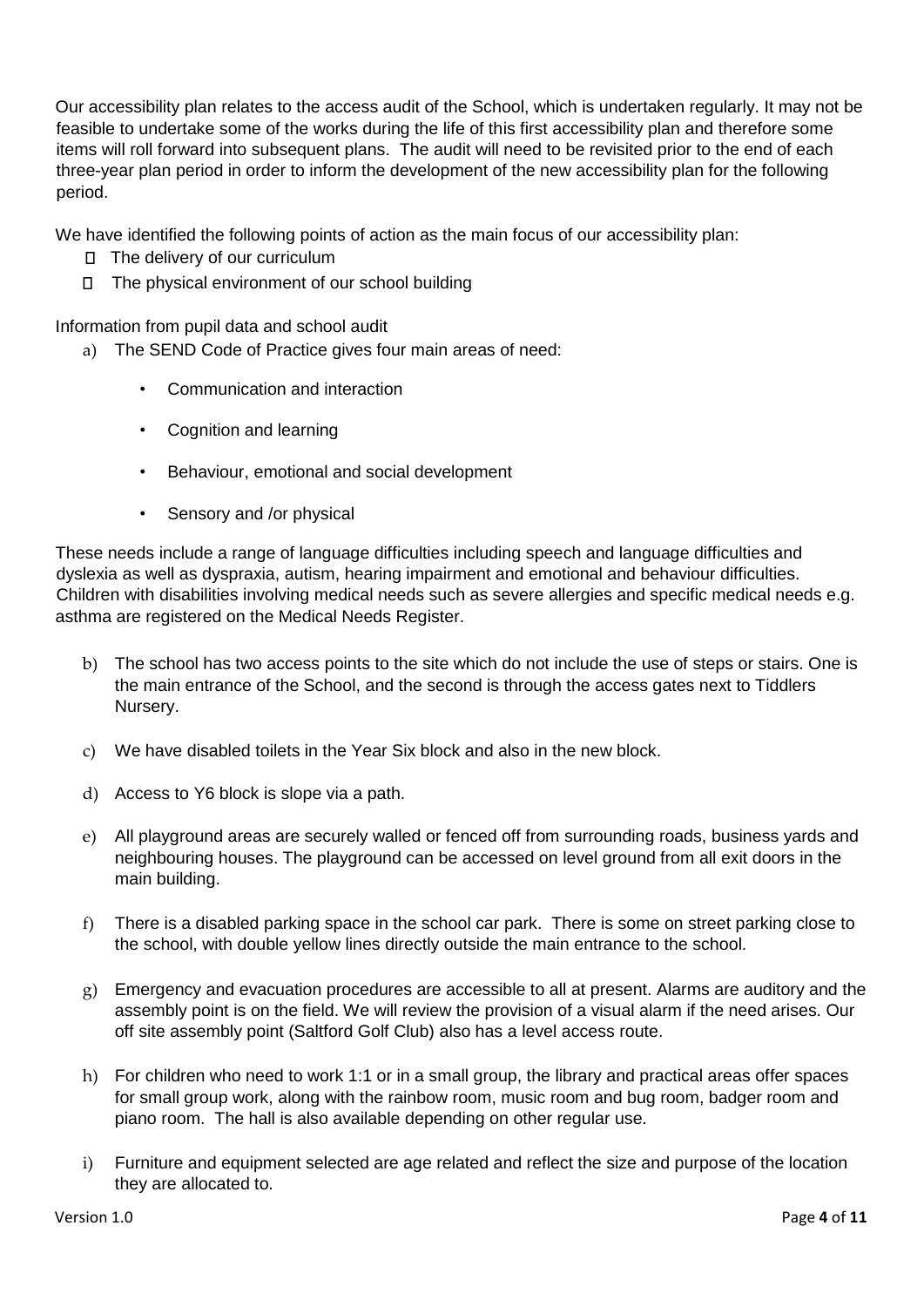Our accessibility plan relates to the access audit of the School, which is undertaken regularly. It may not be feasible to undertake some of the works during the life of this first accessibility plan and therefore some items will roll forward into subsequent plans. The audit will need to be revisited prior to the end of each three-year plan period in order to inform the development of the new accessibility plan for the following period.

We have identified the following points of action as the main focus of our accessibility plan:

- The delivery of our curriculum
- The physical environment of our school building

Information from pupil data and school audit

a) The SEND Code of Practice gives four main areas of need:

   - Communication and interaction
   - Cognition and learning
   - Behaviour, emotional and social development
   - Sensory and /or physical

These needs include a range of language difficulties including speech and language difficulties and dyslexia as well as dyspraxia, autism, hearing impairment and emotional and behaviour difficulties. Children with disabilities involving medical needs such as severe allergies and specific medical needs e.g. asthma are registered on the Medical Needs Register.

b) The school has two access points to the site which do not include the use of steps or stairs. One is the main entrance of the School, and the second is through the access gates next to Tiddlers Nursery.

c) We have disabled toilets in the Year Six block and also in the new block.

d) Access to Y6 block is slope via a path.

e) All playground areas are securely walled or fenced off from surrounding roads, business yards and neighbouring houses. The playground can be accessed on level ground from all exit doors in the main building.

f) There is a disabled parking space in the school car park. There is some on street parking close to the school, with double yellow lines directly outside the main entrance to the school.

g) Emergency and evacuation procedures are accessible to all at present. Alarms are auditory and the assembly point is on the field. We will review the provision of a visual alarm if the need arises. Our off site assembly point (Saltford Golf Club) also has a level access route.

h) For children who need to work 1:1 or in a small group, the library and practical areas offer spaces for small group work, along with the rainbow room, music room and bug room, badger room and piano room. The hall is also available depending on other regular use.

i) Furniture and equipment selected are age related and reflect the size and purpose of the location they are allocated to.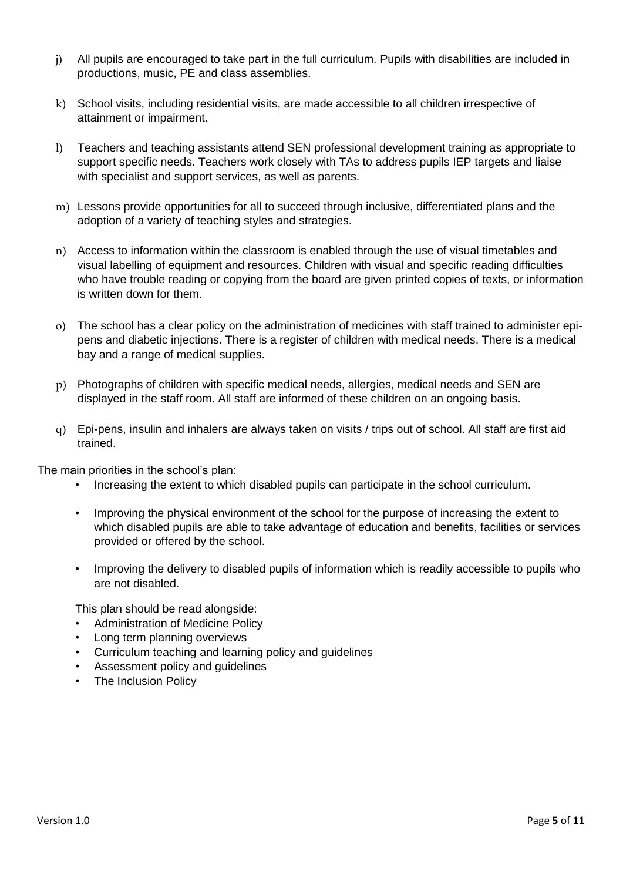j) All pupils are encouraged to take part in the full curriculum. Pupils with disabilities are included in productions, music, PE and class assemblies.

k) School visits, including residential visits, are made accessible to all children irrespective of attainment or impairment.

l) Teachers and teaching assistants attend SEN professional development training as appropriate to support specific needs. Teachers work closely with TAs to address pupils IEP targets and liaise with specialist and support services, as well as parents.

m) Lessons provide opportunities for all to succeed through inclusive, differentiated plans and the adoption of a variety of teaching styles and strategies.

n) Access to information within the classroom is enabled through the use of visual timetables and visual labelling of equipment and resources. Children with visual and specific reading difficulties who have trouble reading or copying from the board are given printed copies of texts, or information is written down for them.

o) The school has a clear policy on the administration of medicines with staff trained to administer epi-pens and diabetic injections. There is a register of children with medical needs. There is a medical bay and a range of medical supplies.

p) Photographs of children with specific medical needs, allergies, medical needs and SEN are displayed in the staff room. All staff are informed of these children on an ongoing basis.

q) Epi-pens, insulin and inhalers are always taken on visits / trips out of school. All staff are first aid trained.

The main priorities in the school's plan:

- Increasing the extent to which disabled pupils can participate in the school curriculum.
- Improving the physical environment of the school for the purpose of increasing the extent to which disabled pupils are able to take advantage of education and benefits, facilities or services provided or offered by the school.
- Improving the delivery to disabled pupils of information which is readily accessible to pupils who are not disabled.

This plan should be read alongside:

- Administration of Medicine Policy
- Long term planning overviews
- Curriculum teaching and learning policy and guidelines
- Assessment policy and guidelines
- The Inclusion Policy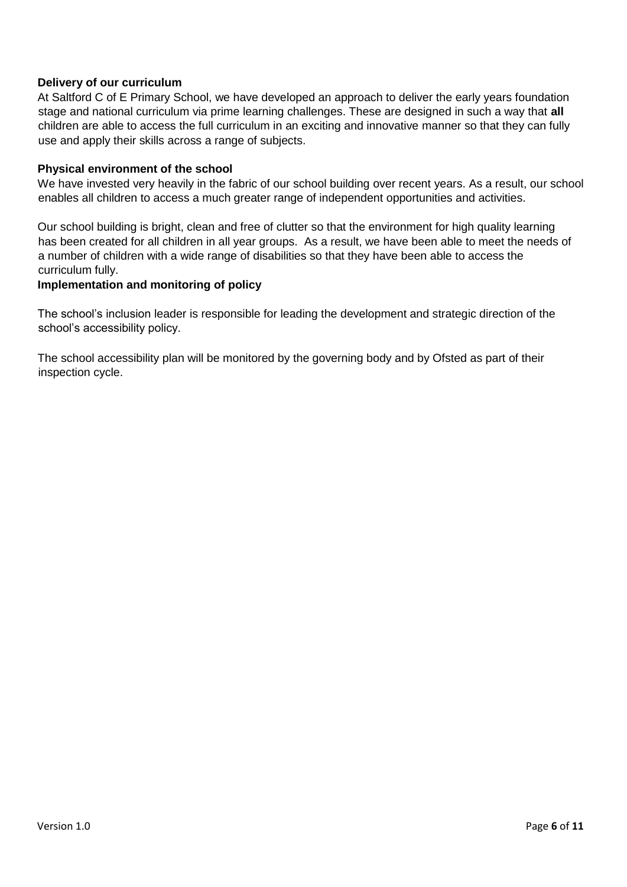### Delivery of our curriculum

At Saltford C of E Primary School, we have developed an approach to deliver the early years foundation stage and national curriculum via prime learning challenges. These are designed in such a way that **all** children are able to access the full curriculum in an exciting and innovative manner so that they can fully use and apply their skills across a range of subjects.

### Physical environment of the school

We have invested very heavily in the fabric of our school building over recent years. As a result, our school enables all children to access a much greater range of independent opportunities and activities.

Our school building is bright, clean and free of clutter so that the environment for high quality learning has been created for all children in all year groups. As a result, we have been able to meet the needs of a number of children with a wide range of disabilities so that they have been able to access the curriculum fully.

### Implementation and monitoring of policy

The school's inclusion leader is responsible for leading the development and strategic direction of the school's accessibility policy.

The school accessibility plan will be monitored by the governing body and by Ofsted as part of their inspection cycle.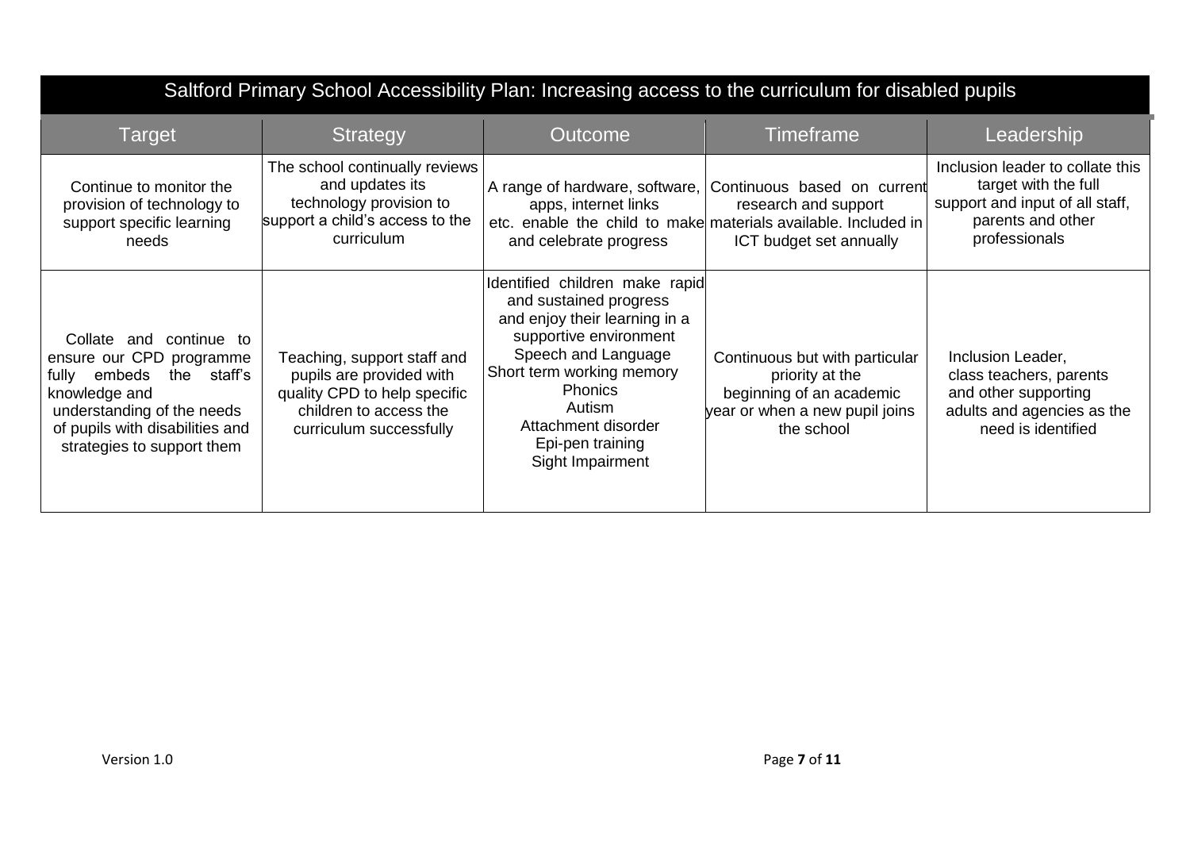# Saltford Primary School Accessibility Plan: Increasing access to the curriculum for disabled pupils

| Target | Strategy | Outcome | Timeframe | Leadership |
|---|---|---|---|---|
| Continue to monitor the provision of technology to support specific learning needs | The school continually reviews and updates its technology provision to support a child's access to the curriculum | A range of hardware, software, apps, internet links etc. enable the child to make and celebrate progress | Continuous based on current research and support materials available. Included in ICT budget set annually | Inclusion leader to collate this target with the full support and input of all staff, parents and other professionals |
| Collate and continue to ensure our CPD programme fully embeds the staff's knowledge and understanding of the needs of pupils with disabilities and strategies to support them | Teaching, support staff and pupils are provided with quality CPD to help specific children to access the curriculum successfully | Identified children make rapid and sustained progress and enjoy their learning in a supportive environment<br>Speech and Language<br>Short term working memory<br>Phonics<br>Autism<br>Attachment disorder<br>Epi-pen training<br>Sight Impairment | Continuous but with particular priority at the beginning of an academic year or when a new pupil joins the school | Inclusion Leader, class teachers, parents and other supporting adults and agencies as the need is identified |

Version 1.0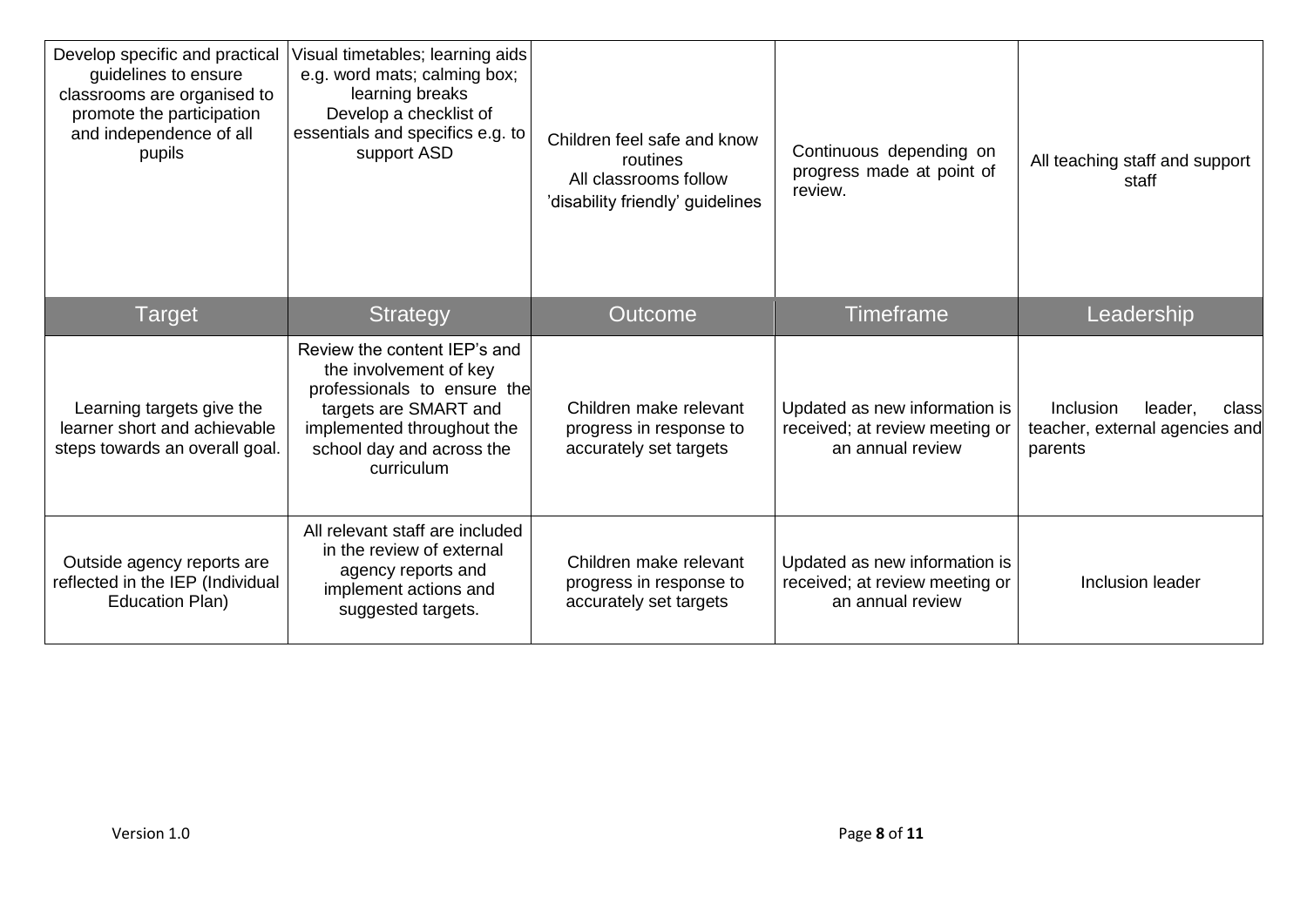| Develop specific and practical guidelines to ensure classrooms are organised to promote the participation and independence of all pupils | Visual timetables; learning aids e.g. word mats; calming box; learning breaks<br>Develop a checklist of essentials and specifics e.g. to support ASD | Children feel safe and know routines<br>All classrooms follow 'disability friendly' guidelines | Continuous depending on progress made at point of review. | All teaching staff and support staff |
|---|---|---|---|---|
| **Target** | **Strategy** | **Outcome** | **Timeframe** | **Leadership** |
| Learning targets give the learner short and achievable steps towards an overall goal. | Review the content IEP's and the involvement of key professionals to ensure the targets are SMART and implemented throughout the school day and across the curriculum | Children make relevant progress in response to accurately set targets | Updated as new information is received; at review meeting or an annual review | Inclusion leader, class teacher, external agencies and parents |
| Outside agency reports are reflected in the IEP (Individual Education Plan) | All relevant staff are included in the review of external agency reports and implement actions and suggested targets. | Children make relevant progress in response to accurately set targets | Updated as new information is received; at review meeting or an annual review | Inclusion leader |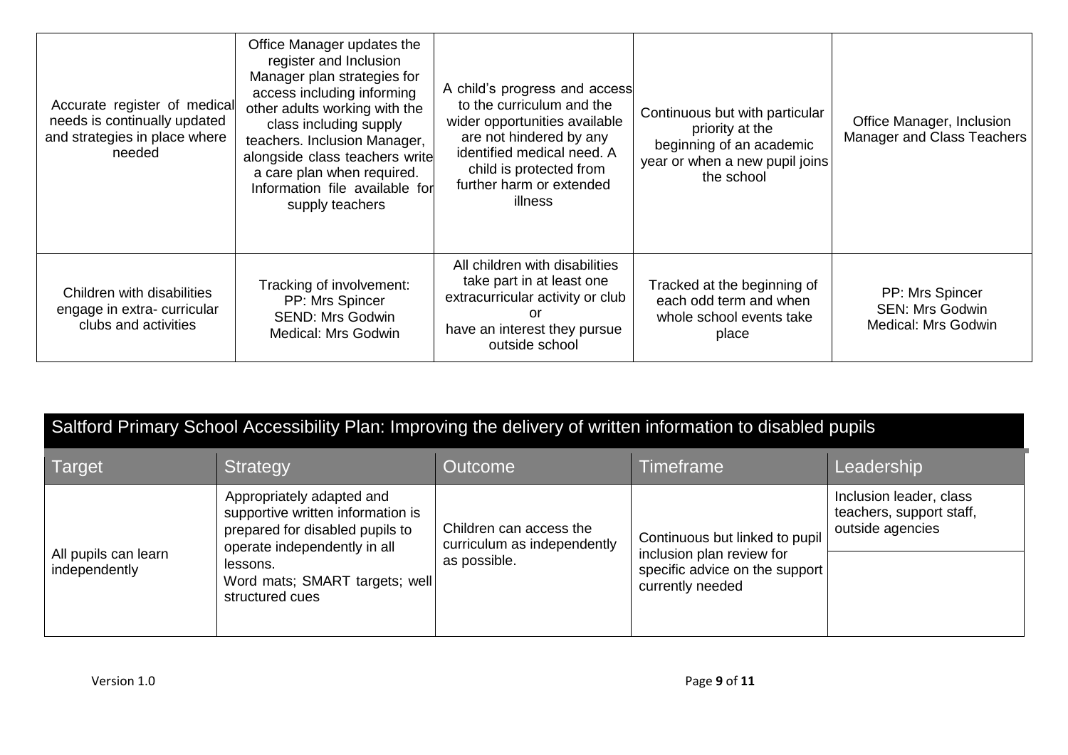| | | | | |
|---|---|---|---|---|
| Accurate register of medical needs is continually updated and strategies in place where needed | Office Manager updates the register and Inclusion Manager plan strategies for access including informing other adults working with the class including supply teachers. Inclusion Manager, alongside class teachers write a care plan when required. Information file available for supply teachers | A child's progress and access to the curriculum and the wider opportunities available are not hindered by any identified medical need. A child is protected from further harm or extended illness | Continuous but with particular priority at the beginning of an academic year or when a new pupil joins the school | Office Manager, Inclusion Manager and Class Teachers |
| Children with disabilities engage in extra- curricular clubs and activities | Tracking of involvement:<br>PP: Mrs Spincer<br>SEND: Mrs Godwin<br>Medical: Mrs Godwin | All children with disabilities take part in at least one extracurricular activity or club<br>or<br>have an interest they pursue outside school | Tracked at the beginning of each odd term and when whole school events take place | PP: Mrs Spincer<br>SEN: Mrs Godwin<br>Medical: Mrs Godwin |

## Saltford Primary School Accessibility Plan: Improving the delivery of written information to disabled pupils

| Target | Strategy | Outcome | Timeframe | Leadership |
|---|---|---|---|---|
| All pupils can learn independently | Appropriately adapted and supportive written information is prepared for disabled pupils to operate independently in all lessons.<br>Word mats; SMART targets; well structured cues | Children can access the curriculum as independently as possible. | Continuous but linked to pupil inclusion plan review for specific advice on the support currently needed | Inclusion leader, class teachers, support staff, outside agencies |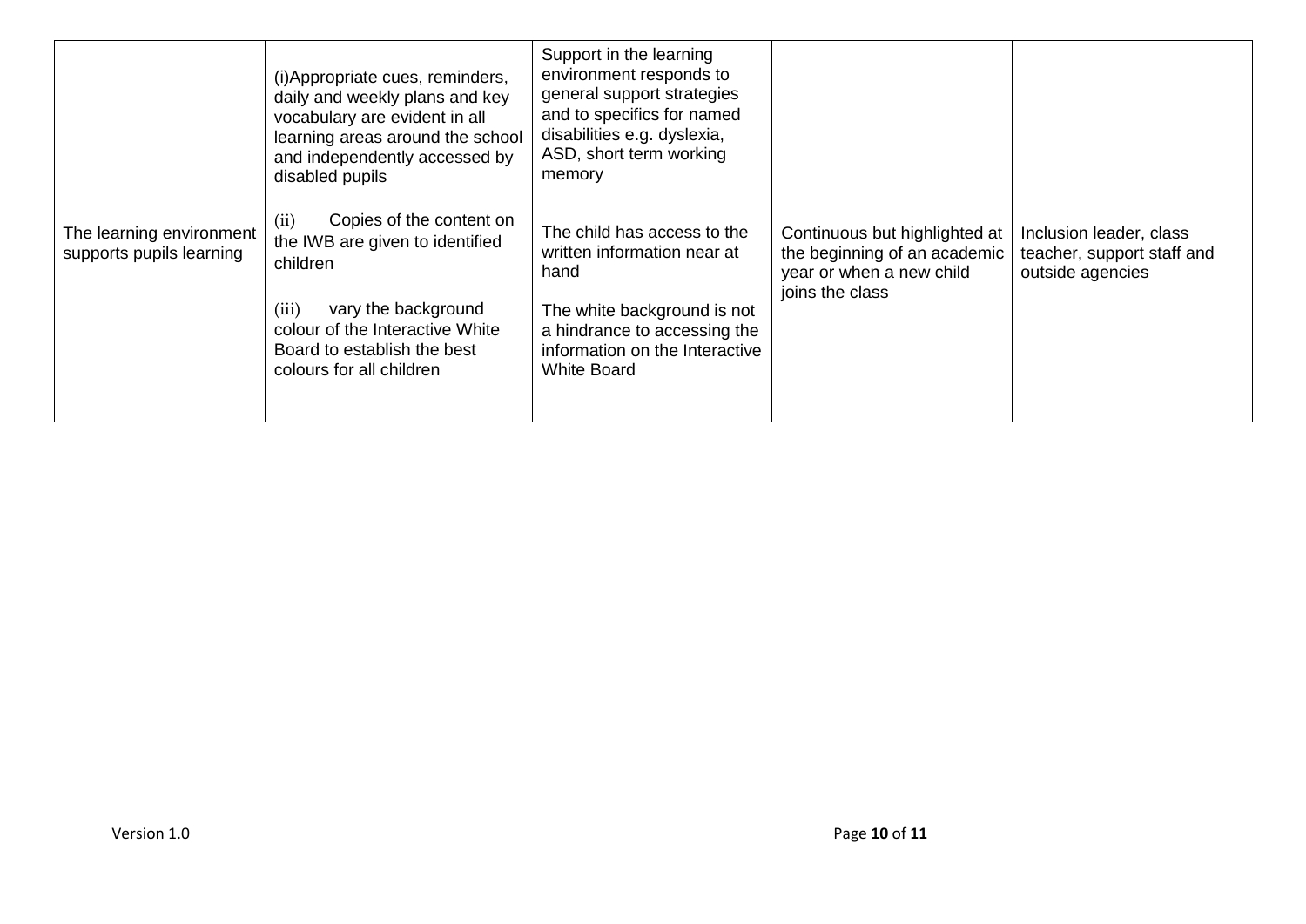| | | | | |
|---|---|---|---|---|
| The learning environment supports pupils learning | (i)Appropriate cues, reminders, daily and weekly plans and key vocabulary are evident in all learning areas around the school and independently accessed by disabled pupils<br><br>(ii) Copies of the content on the IWB are given to identified children<br><br>(iii) vary the background colour of the Interactive White Board to establish the best colours for all children | Support in the learning environment responds to general support strategies and to specifics for named disabilities e.g. dyslexia, ASD, short term working memory<br><br>The child has access to the written information near at hand<br><br>The white background is not a hindrance to accessing the information on the Interactive White Board | Continuous but highlighted at the beginning of an academic year or when a new child joins the class | Inclusion leader, class teacher, support staff and outside agencies |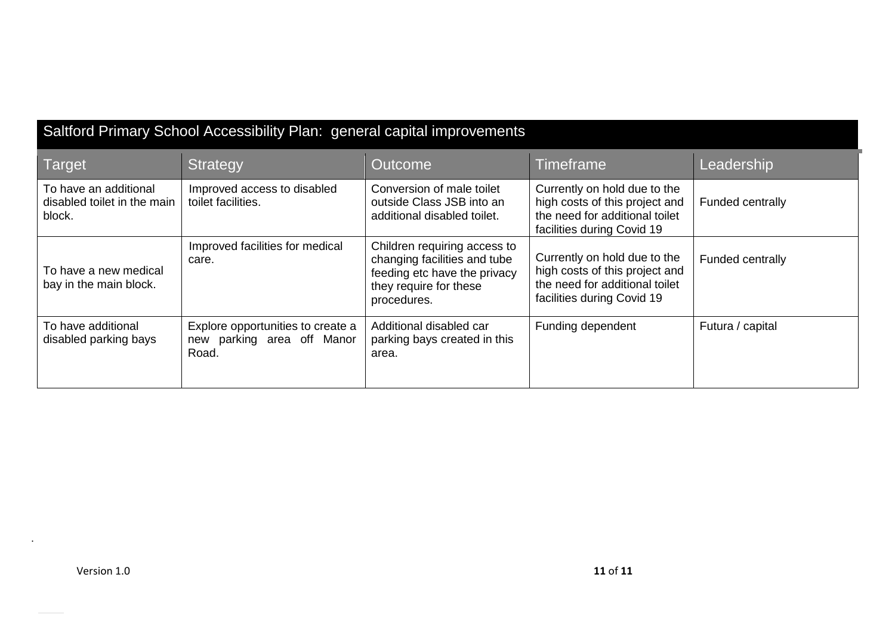| Saltford Primary School Accessibility Plan: general capital improvements | | | | |
|---|---|---|---|---|
| Target | Strategy | Outcome | Timeframe | Leadership |
| To have an additional disabled toilet in the main block. | Improved access to disabled toilet facilities. | Conversion of male toilet outside Class JSB into an additional disabled toilet. | Currently on hold due to the high costs of this project and the need for additional toilet facilities during Covid 19 | Funded centrally |
| To have a new medical bay in the main block. | Improved facilities for medical care. | Children requiring access to changing facilities and tube feeding etc have the privacy they require for these procedures. | Currently on hold due to the high costs of this project and the need for additional toilet facilities during Covid 19 | Funded centrally |
| To have additional disabled parking bays | Explore opportunities to create a new parking area off Manor Road. | Additional disabled car parking bays created in this area. | Funding dependent | Futura / capital |